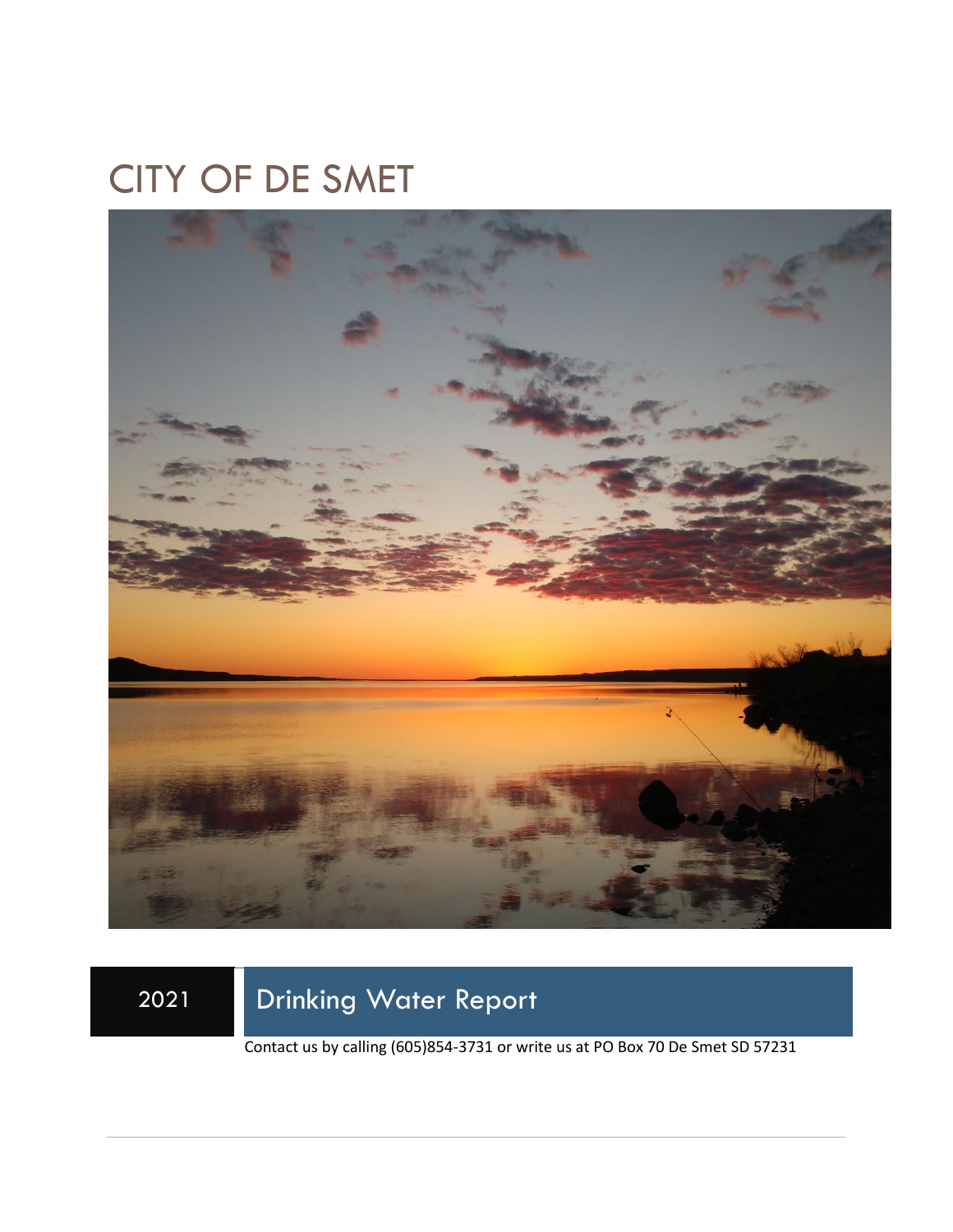# CITY OF DE SMET

2021

## Drinking Water Report

Contact us by calling (605)854-3731 or write us at PO Box 70 De Smet SD 57231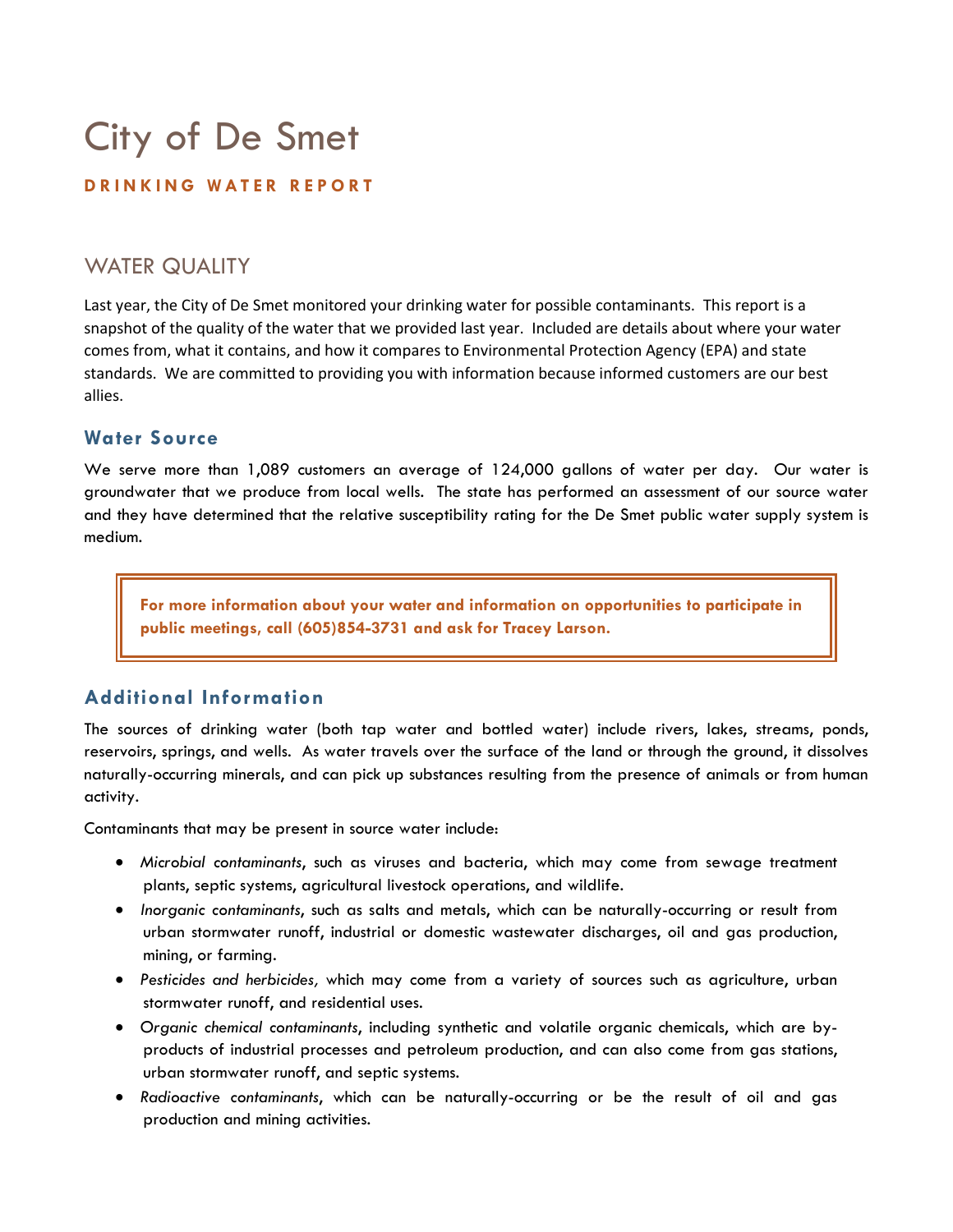# City of De Smet

**DRINKING WATER REPORT**

## WATER QUALITY

Last year, the City of De Smet monitored your drinking water for possible contaminants. This report is a snapshot of the quality of the water that we provided last year. Included are details about where your water comes from, what it contains, and how it compares to Environmental Protection Agency (EPA) and state standards. We are committed to providing you with information because informed customers are our best allies.

### Water Source

We serve more than 1,089 customers an average of 124,000 gallons of water per day. Our water is groundwater that we produce from local wells. The state has performed an assessment of our source water and they have determined that the relative susceptibility rating for the De Smet public water supply system is medium.

**For more information about your water and information on opportunities to participate in public meetings, call (605)854-3731 and ask for Tracey Larson.**

### Additional Information

The sources of drinking water (both tap water and bottled water) include rivers, lakes, streams, ponds, reservoirs, springs, and wells. As water travels over the surface of the land or through the ground, it dissolves naturally-occurring minerals, and can pick up substances resulting from the presence of animals or from human activity.

Contaminants that may be present in source water include:

- *Microbial contaminants*, such as viruses and bacteria, which may come from sewage treatment plants, septic systems, agricultural livestock operations, and wildlife.
- *Inorganic contaminants*, such as salts and metals, which can be naturally-occurring or result from urban stormwater runoff, industrial or domestic wastewater discharges, oil and gas production, mining, or farming.
- *Pesticides and herbicides,* which may come from a variety of sources such as agriculture, urban stormwater runoff, and residential uses.
- *Organic chemical contaminants*, including synthetic and volatile organic chemicals, which are by-products of industrial processes and petroleum production, and can also come from gas stations, urban stormwater runoff, and septic systems.
- *Radioactive contaminants*, which can be naturally-occurring or be the result of oil and gas production and mining activities.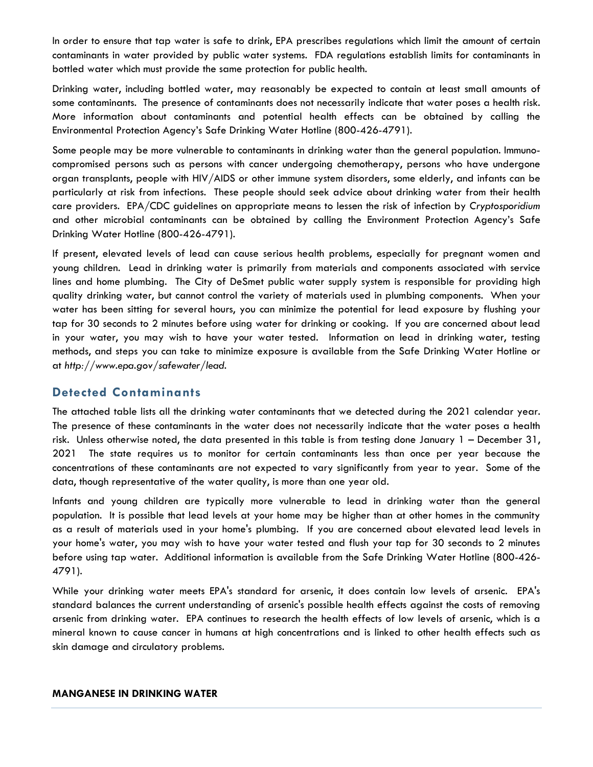In order to ensure that tap water is safe to drink, EPA prescribes regulations which limit the amount of certain contaminants in water provided by public water systems. FDA regulations establish limits for contaminants in bottled water which must provide the same protection for public health.

Drinking water, including bottled water, may reasonably be expected to contain at least small amounts of some contaminants. The presence of contaminants does not necessarily indicate that water poses a health risk. More information about contaminants and potential health effects can be obtained by calling the Environmental Protection Agency's Safe Drinking Water Hotline (800-426-4791).

Some people may be more vulnerable to contaminants in drinking water than the general population. Immuno-compromised persons such as persons with cancer undergoing chemotherapy, persons who have undergone organ transplants, people with HIV/AIDS or other immune system disorders, some elderly, and infants can be particularly at risk from infections. These people should seek advice about drinking water from their health care providers. EPA/CDC guidelines on appropriate means to lessen the risk of infection by *Cryptosporidium* and other microbial contaminants can be obtained by calling the Environment Protection Agency's Safe Drinking Water Hotline (800-426-4791).

If present, elevated levels of lead can cause serious health problems, especially for pregnant women and young children. Lead in drinking water is primarily from materials and components associated with service lines and home plumbing. The City of DeSmet public water supply system is responsible for providing high quality drinking water, but cannot control the variety of materials used in plumbing components. When your water has been sitting for several hours, you can minimize the potential for lead exposure by flushing your tap for 30 seconds to 2 minutes before using water for drinking or cooking. If you are concerned about lead in your water, you may wish to have your water tested. Information on lead in drinking water, testing methods, and steps you can take to minimize exposure is available from the Safe Drinking Water Hotline or at *http://www.epa.gov/safewater/lead*.

## Detected Contaminants

The attached table lists all the drinking water contaminants that we detected during the 2021 calendar year. The presence of these contaminants in the water does not necessarily indicate that the water poses a health risk. Unless otherwise noted, the data presented in this table is from testing done January 1 – December 31, 2021 The state requires us to monitor for certain contaminants less than once per year because the concentrations of these contaminants are not expected to vary significantly from year to year. Some of the data, though representative of the water quality, is more than one year old.

Infants and young children are typically more vulnerable to lead in drinking water than the general population. It is possible that lead levels at your home may be higher than at other homes in the community as a result of materials used in your home's plumbing. If you are concerned about elevated lead levels in your home's water, you may wish to have your water tested and flush your tap for 30 seconds to 2 minutes before using tap water. Additional information is available from the Safe Drinking Water Hotline (800-426-4791).

While your drinking water meets EPA's standard for arsenic, it does contain low levels of arsenic. EPA's standard balances the current understanding of arsenic's possible health effects against the costs of removing arsenic from drinking water. EPA continues to research the health effects of low levels of arsenic, which is a mineral known to cause cancer in humans at high concentrations and is linked to other health effects such as skin damage and circulatory problems.

**MANGANESE IN DRINKING WATER**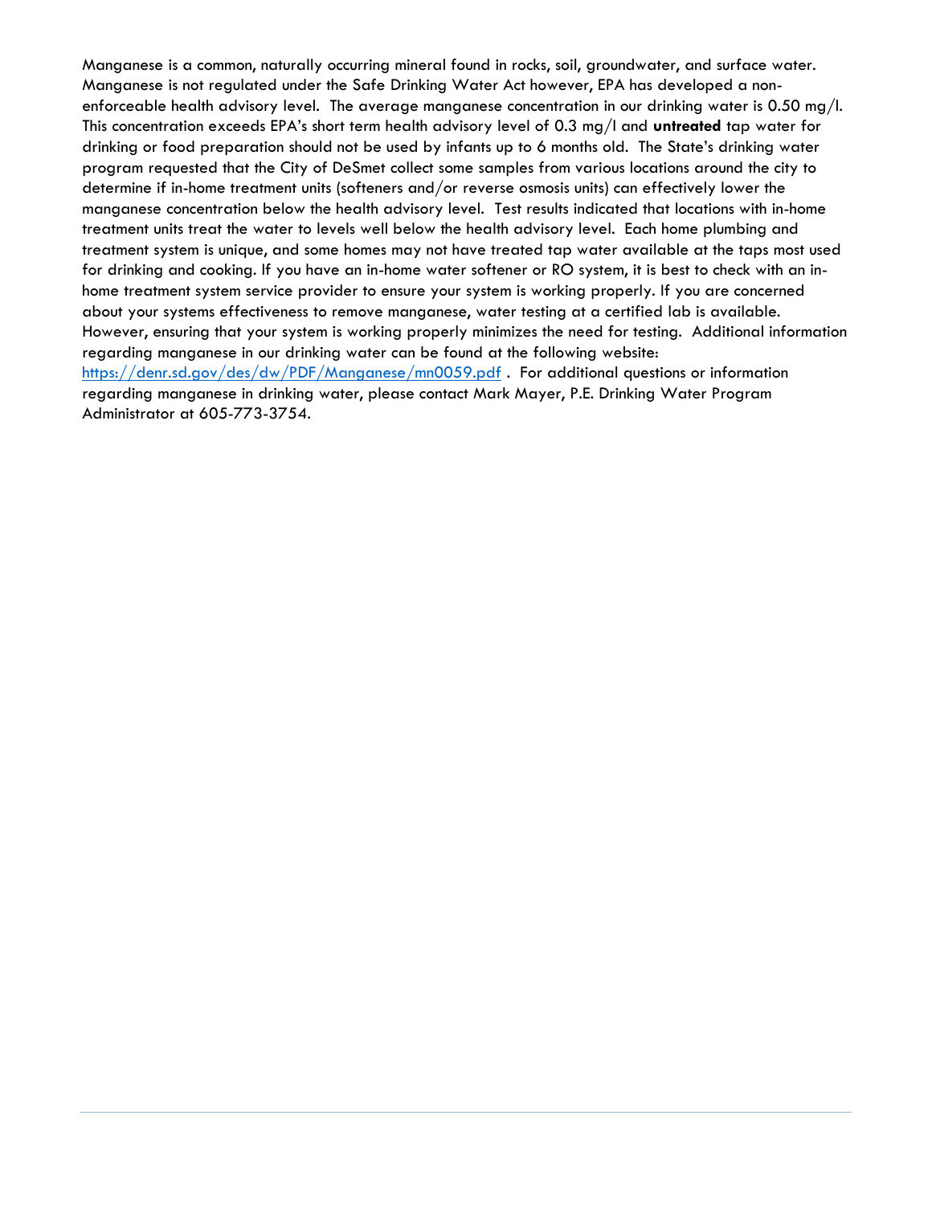Manganese is a common, naturally occurring mineral found in rocks, soil, groundwater, and surface water. Manganese is not regulated under the Safe Drinking Water Act however, EPA has developed a non-enforceable health advisory level. The average manganese concentration in our drinking water is 0.50 mg/l. This concentration exceeds EPA's short term health advisory level of 0.3 mg/l and **untreated** tap water for drinking or food preparation should not be used by infants up to 6 months old. The State's drinking water program requested that the City of DeSmet collect some samples from various locations around the city to determine if in-home treatment units (softeners and/or reverse osmosis units) can effectively lower the manganese concentration below the health advisory level. Test results indicated that locations with in-home treatment units treat the water to levels well below the health advisory level. Each home plumbing and treatment system is unique, and some homes may not have treated tap water available at the taps most used for drinking and cooking. If you have an in-home water softener or RO system, it is best to check with an in-home treatment system service provider to ensure your system is working properly. If you are concerned about your systems effectiveness to remove manganese, water testing at a certified lab is available. However, ensuring that your system is working properly minimizes the need for testing. Additional information regarding manganese in our drinking water can be found at the following website: https://denr.sd.gov/des/dw/PDF/Manganese/mn0059.pdf . For additional questions or information regarding manganese in drinking water, please contact Mark Mayer, P.E. Drinking Water Program Administrator at 605-773-3754.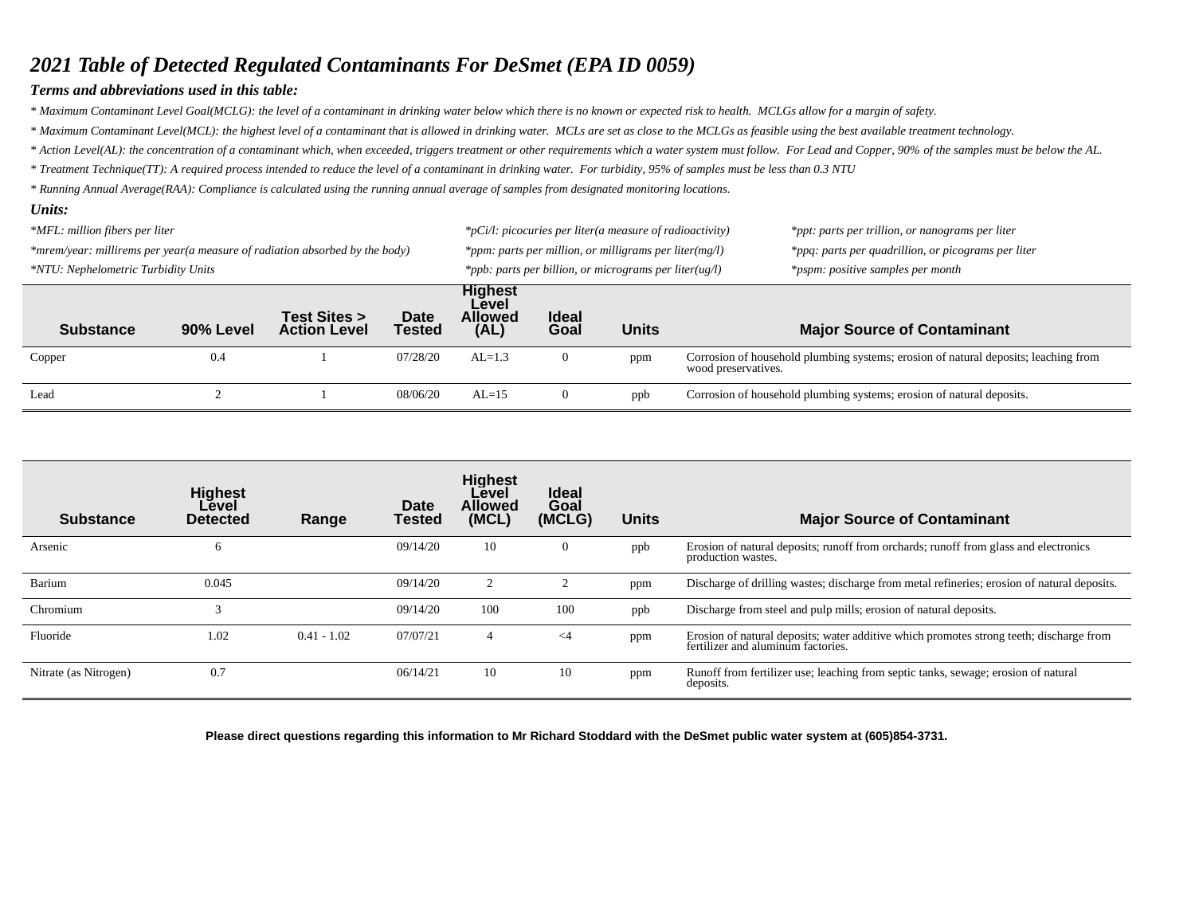## *2021 Table of Detected Regulated Contaminants For DeSmet (EPA ID 0059)*

### *Terms and abbreviations used in this table:*

*\* Maximum Contaminant Level Goal(MCLG): the level of a contaminant in drinking water below which there is no known or expected risk to health. MCLGs allow for a margin of safety.*

*\* Maximum Contaminant Level(MCL): the highest level of a contaminant that is allowed in drinking water. MCLs are set as close to the MCLGs as feasible using the best available treatment technology.*

*\* Action Level(AL): the concentration of a contaminant which, when exceeded, triggers treatment or other requirements which a water system must follow. For Lead and Copper, 90% of the samples must be below the AL.*

*\* Treatment Technique(TT): A required process intended to reduce the level of a contaminant in drinking water. For turbidity, 95% of samples must be less than 0.3 NTU*

*\* Running Annual Average(RAA): Compliance is calculated using the running annual average of samples from designated monitoring locations.*

### *Units:*

*\*MFL: million fibers per liter*

*\*mrem/year: millirems per year(a measure of radiation absorbed by the body)*

*\*NTU: Nephelometric Turbidity Units*

*\*pCi/l: picocuries per liter(a measure of radioactivity)*

*\*ppm: parts per million, or milligrams per liter(mg/l)*

*\*ppb: parts per billion, or micrograms per liter(ug/l)*

*\*ppt: parts per trillion, or nanograms per liter*

*\*ppq: parts per quadrillion, or picograms per liter*

*\*pspm: positive samples per month*

| Substance | 90% Level | Test Sites > Action Level | Date Tested | Highest Level Allowed (AL) | Ideal Goal | Units | Major Source of Contaminant |
|---|---|---|---|---|---|---|---|
| Copper | 0.4 | 1 | 07/28/20 | AL=1.3 | 0 | ppm | Corrosion of household plumbing systems; erosion of natural deposits; leaching from wood preservatives. |
| Lead | 2 | 1 | 08/06/20 | AL=15 | 0 | ppb | Corrosion of household plumbing systems; erosion of natural deposits. |

| Substance | Highest Level Detected | Range | Date Tested | Highest Level Allowed (MCL) | Ideal Goal (MCLG) | Units | Major Source of Contaminant |
|---|---|---|---|---|---|---|---|
| Arsenic | 6 | | 09/14/20 | 10 | 0 | ppb | Erosion of natural deposits; runoff from orchards; runoff from glass and electronics production wastes. |
| Barium | 0.045 | | 09/14/20 | 2 | 2 | ppm | Discharge of drilling wastes; discharge from metal refineries; erosion of natural deposits. |
| Chromium | 3 | | 09/14/20 | 100 | 100 | ppb | Discharge from steel and pulp mills; erosion of natural deposits. |
| Fluoride | 1.02 | 0.41 - 1.02 | 07/07/21 | 4 | <4 | ppm | Erosion of natural deposits; water additive which promotes strong teeth; discharge from fertilizer and aluminum factories. |
| Nitrate (as Nitrogen) | 0.7 | | 06/14/21 | 10 | 10 | ppm | Runoff from fertilizer use; leaching from septic tanks, sewage; erosion of natural deposits. |

**Please direct questions regarding this information to Mr Richard Stoddard with the DeSmet public water system at (605)854-3731.**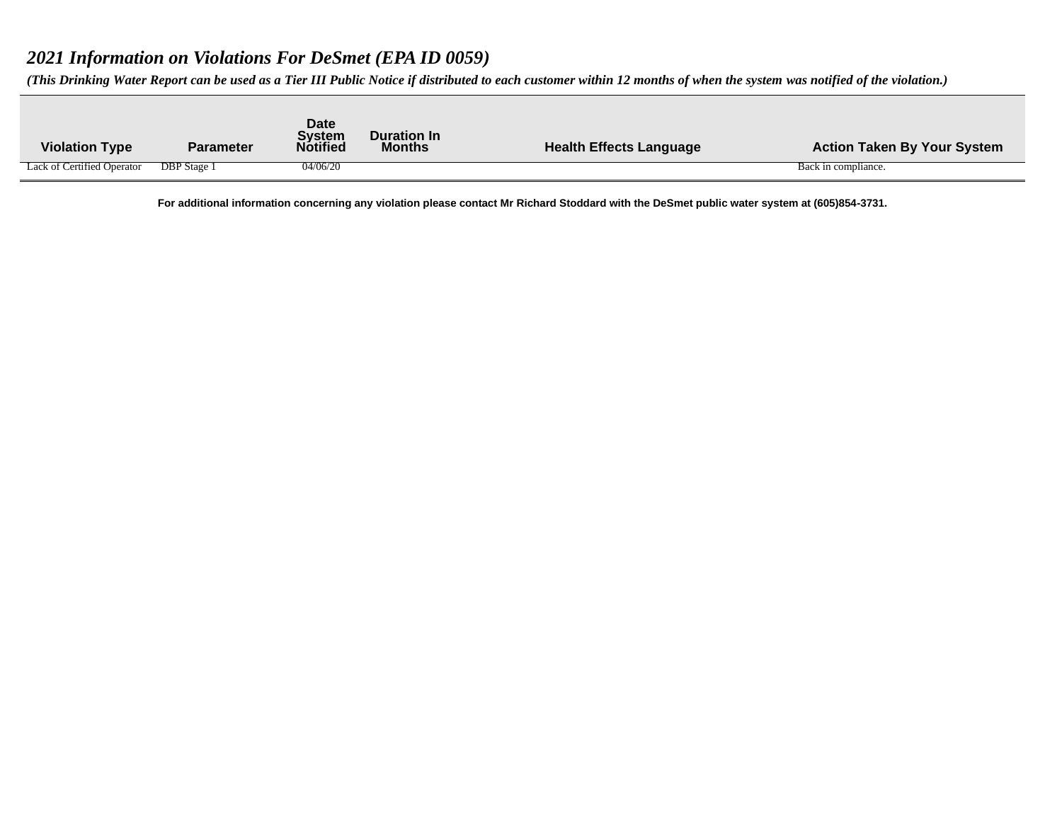## *2021 Information on Violations For DeSmet (EPA ID 0059)*

***(This Drinking Water Report can be used as a Tier III Public Notice if distributed to each customer within 12 months of when the system was notified of the violation.)***

| Violation Type | Parameter | Date System Notified | Duration In Months | Health Effects Language | Action Taken By Your System |
|---|---|---|---|---|---|
| Lack of Certified Operator | DBP Stage 1 | 04/06/20 | | | Back in compliance. |

**For additional information concerning any violation please contact Mr Richard Stoddard with the DeSmet public water system at (605)854-3731.**